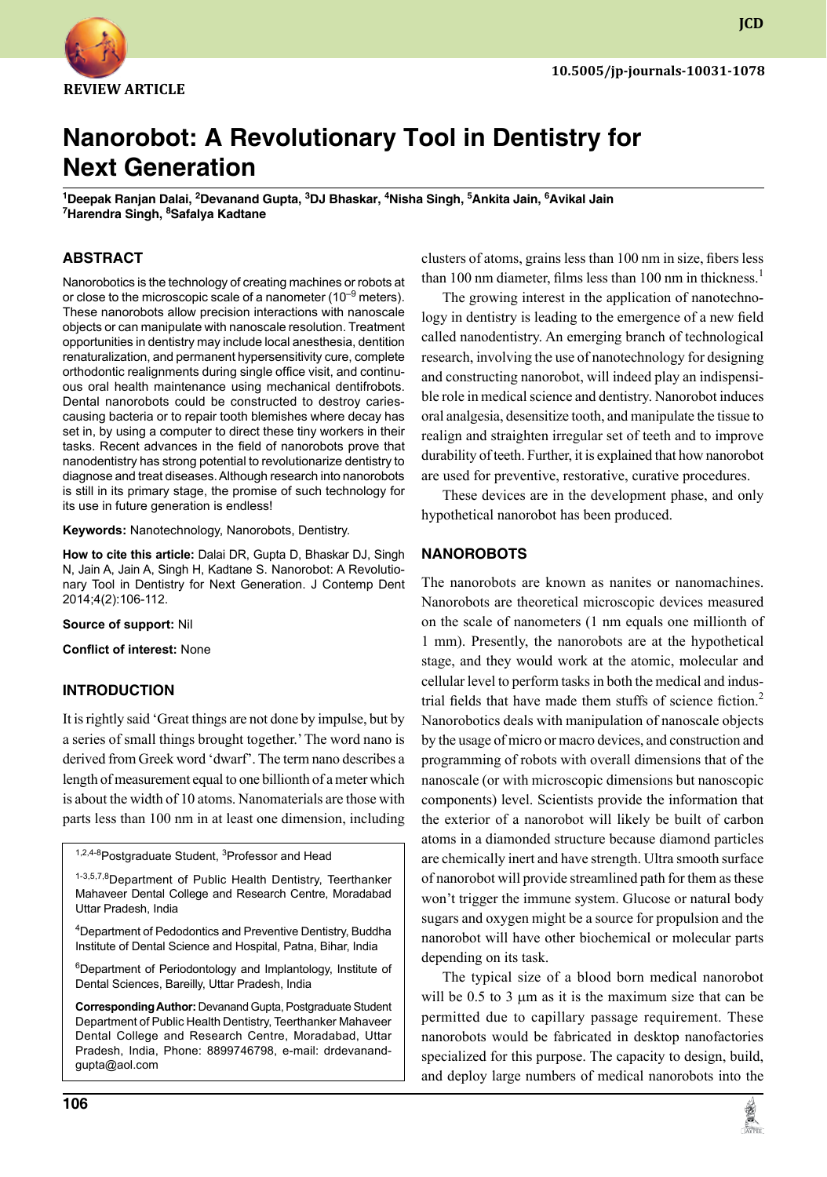REVIEW ARTICLE

# Nanorobot: A Revolutionary Tool in Dentistry for Next Generation

[1]Deepak Ranjan Dalai, [2]Devanand Gupta, [3]DJ Bhaskar, [4]Nisha Singh, [5]Ankita Jain, [6]Avikal Jain, [7]Harendra Singh, [8]Safalya Kadtane

## ABSTRACT

Nanorobotics is the technology of creating machines or robots at or close to the microscopic scale of a nanometer ($10^{-9}$ meters). These nanorobots allow precision interactions with nanoscale objects or can manipulate with nanoscale resolution. Treatment opportunities in dentistry may include local anesthesia, dentition renaturalization, and permanent hypersensitivity cure, complete orthodontic realignments during single office visit, and continuous oral health maintenance using mechanical dentifrobots. Dental nanorobots could be constructed to destroy caries-causing bacteria or to repair tooth blemishes where decay has set in, by using a computer to direct these tiny workers in their tasks. Recent advances in the field of nanorobots prove that nanodentistry has strong potential to revolutionarize dentistry to diagnose and treat diseases. Although research into nanorobots is still in its primary stage, the promise of such technology for its use in future generation is endless!

**Keywords:** Nanotechnology, Nanorobots, Dentistry.

**How to cite this article:** Dalai DR, Gupta D, Bhaskar DJ, Singh N, Jain A, Jain A, Singh H, Kadtane S. Nanorobot: A Revolutionary Tool in Dentistry for Next Generation. J Contemp Dent 2014;4(2):106-112.

**Source of support:** Nil

**Conflict of interest:** None

## INTRODUCTION

It is rightly said 'Great things are not done by impulse, but by a series of small things brought together.' The word nano is derived from Greek word 'dwarf'. The term nano describes a length of measurement equal to one billionth of a meter which is about the width of 10 atoms. Nanomaterials are those with parts less than 100 nm in at least one dimension, including clusters of atoms, grains less than 100 nm in size, fibers less than 100 nm diameter, films less than 100 nm in thickness.[1]

The growing interest in the application of nanotechnology in dentistry is leading to the emergence of a new field called nanodentistry. An emerging branch of technological research, involving the use of nanotechnology for designing and constructing nanorobot, will indeed play an indispensible role in medical science and dentistry. Nanorobot induces oral analgesia, desensitize tooth, and manipulate the tissue to realign and straighten irregular set of teeth and to improve durability of teeth. Further, it is explained that how nanorobot are used for preventive, restorative, curative procedures.

These devices are in the development phase, and only hypothetical nanorobot has been produced.

## NANOROBOTS

The nanorobots are known as nanites or nanomachines. Nanorobots are theoretical microscopic devices measured on the scale of nanometers (1 nm equals one millionth of 1 mm). Presently, the nanorobots are at the hypothetical stage, and they would work at the atomic, molecular and cellular level to perform tasks in both the medical and industrial fields that have made them stuffs of science fiction.[2] Nanorobotics deals with manipulation of nanoscale objects by the usage of micro or macro devices, and construction and programming of robots with overall dimensions that of the nanoscale (or with microscopic dimensions but nanoscopic components) level. Scientists provide the information that the exterior of a nanorobot will likely be built of carbon atoms in a diamonded structure because diamond particles are chemically inert and have strength. Ultra smooth surface of nanorobot will provide streamlined path for them as these won't trigger the immune system. Glucose or natural body sugars and oxygen might be a source for propulsion and the nanorobot will have other biochemical or molecular parts depending on its task.

The typical size of a blood born medical nanorobot will be 0.5 to 3 µm as it is the maximum size that can be permitted due to capillary passage requirement. These nanorobots would be fabricated in desktop nanofactories specialized for this purpose. The capacity to design, build, and deploy large numbers of medical nanorobots into the

[1,2,4-8]Postgraduate Student, [3]Professor and Head

[1-3,5,7,8]Department of Public Health Dentistry, Teerthanker Mahaveer Dental College and Research Centre, Moradabad Uttar Pradesh, India

[4]Department of Pedodontics and Preventive Dentistry, Buddha Institute of Dental Science and Hospital, Patna, Bihar, India

[6]Department of Periodontology and Implantology, Institute of Dental Sciences, Bareilly, Uttar Pradesh, India

**Corresponding Author:** Devanand Gupta, Postgraduate Student Department of Public Health Dentistry, Teerthanker Mahaveer Dental College and Research Centre, Moradabad, Uttar Pradesh, India, Phone: 8899746798, e-mail: drdevanand-gupta@aol.com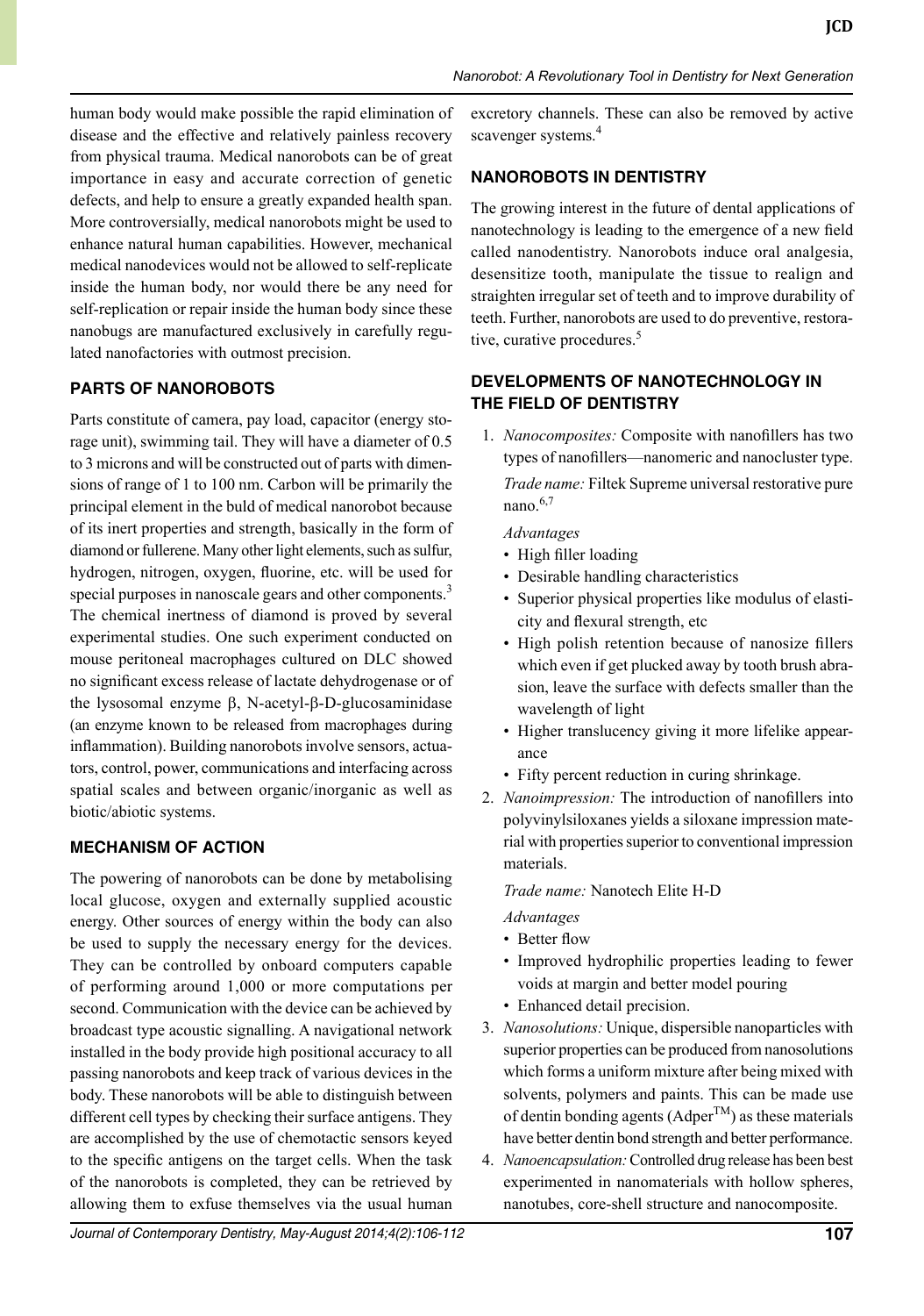human body would make possible the rapid elimination of disease and the effective and relatively painless recovery from physical trauma. Medical nanorobots can be of great importance in easy and accurate correction of genetic defects, and help to ensure a greatly expanded health span. More controversially, medical nanorobots might be used to enhance natural human capabilities. However, mechanical medical nanodevices would not be allowed to self-replicate inside the human body, nor would there be any need for self-replication or repair inside the human body since these nanobugs are manufactured exclusively in carefully regulated nanofactories with outmost precision.

## PARTS OF NANOROBOTS

Parts constitute of camera, pay load, capacitor (energy storage unit), swimming tail. They will have a diameter of 0.5 to 3 microns and will be constructed out of parts with dimensions of range of 1 to 100 nm. Carbon will be primarily the principal element in the buld of medical nanorobot because of its inert properties and strength, basically in the form of diamond or fullerene. Many other light elements, such as sulfur, hydrogen, nitrogen, oxygen, fluorine, etc. will be used for special purposes in nanoscale gears and other components.[3] The chemical inertness of diamond is proved by several experimental studies. One such experiment conducted on mouse peritoneal macrophages cultured on DLC showed no significant excess release of lactate dehydrogenase or of the lysosomal enzyme β, N-acetyl-β-D-glucosaminidase (an enzyme known to be released from macrophages during inflammation). Building nanorobots involve sensors, actuators, control, power, communications and interfacing across spatial scales and between organic/inorganic as well as biotic/abiotic systems.

## MECHANISM OF ACTION

The powering of nanorobots can be done by metabolising local glucose, oxygen and externally supplied acoustic energy. Other sources of energy within the body can also be used to supply the necessary energy for the devices. They can be controlled by onboard computers capable of performing around 1,000 or more computations per second. Communication with the device can be achieved by broadcast type acoustic signalling. A navigational network installed in the body provide high positional accuracy to all passing nanorobots and keep track of various devices in the body. These nanorobots will be able to distinguish between different cell types by checking their surface antigens. They are accomplished by the use of chemotactic sensors keyed to the specific antigens on the target cells. When the task of the nanorobots is completed, they can be retrieved by allowing them to exfuse themselves via the usual human excretory channels. These can also be removed by active scavenger systems.[4]

## NANOROBOTS IN DENTISTRY

The growing interest in the future of dental applications of nanotechnology is leading to the emergence of a new field called nanodentistry. Nanorobots induce oral analgesia, desensitize tooth, manipulate the tissue to realign and straighten irregular set of teeth and to improve durability of teeth. Further, nanorobots are used to do preventive, restorative, curative procedures.[5]

## DEVELOPMENTS OF NANOTECHNOLOGY IN THE FIELD OF DENTISTRY

1. *Nanocomposites:* Composite with nanofillers has two types of nanofillers—nanomeric and nanocluster type.

   *Trade name:* Filtek Supreme universal restorative pure nano.[6,7]

   *Advantages*
   - High filler loading
   - Desirable handling characteristics
   - Superior physical properties like modulus of elasticity and flexural strength, etc
   - High polish retention because of nanosize fillers which even if get plucked away by tooth brush abrasion, leave the surface with defects smaller than the wavelength of light
   - Higher translucency giving it more lifelike appearance
   - Fifty percent reduction in curing shrinkage.
2. *Nanoimpression:* The introduction of nanofillers into polyvinylsiloxanes yields a siloxane impression material with properties superior to conventional impression materials.

   *Trade name:* Nanotech Elite H-D

   *Advantages*
   - Better flow
   - Improved hydrophilic properties leading to fewer voids at margin and better model pouring
   - Enhanced detail precision.
3. *Nanosolutions:* Unique, dispersible nanoparticles with superior properties can be produced from nanosolutions which forms a uniform mixture after being mixed with solvents, polymers and paints. This can be made use of dentin bonding agents (Adper™) as these materials have better dentin bond strength and better performance.
4. *Nanoencapsulation:* Controlled drug release has been best experimented in nanomaterials with hollow spheres, nanotubes, core-shell structure and nanocomposite.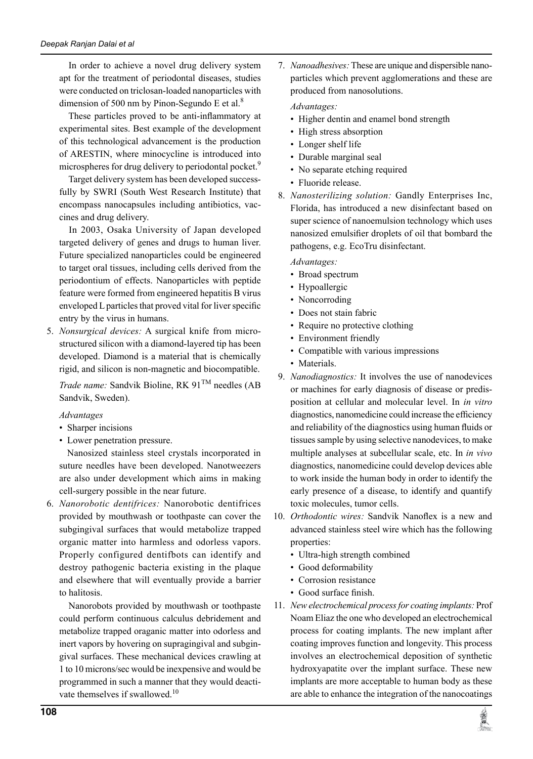In order to achieve a novel drug delivery system apt for the treatment of periodontal diseases, studies were conducted on triclosan-loaded nanoparticles with dimension of 500 nm by Pinon-Segundo E et al.[8]

These particles proved to be anti-inflammatory at experimental sites. Best example of the development of this technological advancement is the production of ARESTIN, where minocycline is introduced into microspheres for drug delivery to periodontal pocket.[9]

Target delivery system has been developed successfully by SWRI (South West Research Institute) that encompass nanocapsules including antibiotics, vaccines and drug delivery.

In 2003, Osaka University of Japan developed targeted delivery of genes and drugs to human liver. Future specialized nanoparticles could be engineered to target oral tissues, including cells derived from the periodontium of effects. Nanoparticles with peptide feature were formed from engineered hepatitis B virus enveloped L particles that proved vital for liver specific entry by the virus in humans.

5. *Nonsurgical devices:* A surgical knife from microstructured silicon with a diamond-layered tip has been developed. Diamond is a material that is chemically rigid, and silicon is non-magnetic and biocompatible.

   *Trade name:* Sandvik Bioline, RK 91™ needles (AB Sandvik, Sweden).

   *Advantages*
   - Sharper incisions
   - Lower penetration pressure.

   Nanosized stainless steel crystals incorporated in suture needles have been developed. Nanotweezers are also under development which aims in making cell-surgery possible in the near future.

6. *Nanorobotic dentifrices:* Nanorobotic dentifrices provided by mouthwash or toothpaste can cover the subgingival surfaces that would metabolize trapped organic matter into harmless and odorless vapors. Properly configured dentifbots can identify and destroy pathogenic bacteria existing in the plaque and elsewhere that will eventually provide a barrier to halitosis.

   Nanorobots provided by mouthwash or toothpaste could perform continuous calculus debridement and metabolize trapped oraganic matter into odorless and inert vapors by hovering on supragingival and subgingival surfaces. These mechanical devices crawling at 1 to 10 microns/sec would be inexpensive and would be programmed in such a manner that they would deactivate themselves if swallowed.[10]

7. *Nanoadhesives:* These are unique and dispersible nanoparticles which prevent agglomerations and these are produced from nanosolutions.

   *Advantages:*
   - Higher dentin and enamel bond strength
   - High stress absorption
   - Longer shelf life
   - Durable marginal seal
   - No separate etching required
   - Fluoride release.

8. *Nanosterilizing solution:* Gandly Enterprises Inc, Florida, has introduced a new disinfectant based on super science of nanoemulsion technology which uses nanosized emulsifier droplets of oil that bombard the pathogens, e.g. EcoTru disinfectant.

   *Advantages:*
   - Broad spectrum
   - Hypoallergic
   - Noncorroding
   - Does not stain fabric
   - Require no protective clothing
   - Environment friendly
   - Compatible with various impressions
   - Materials.

9. *Nanodiagnostics:* It involves the use of nanodevices or machines for early diagnosis of disease or predisposition at cellular and molecular level. In *in vitro* diagnostics, nanomedicine could increase the efficiency and reliability of the diagnostics using human fluids or tissues sample by using selective nanodevices, to make multiple analyses at subcellular scale, etc. In *in vivo* diagnostics, nanomedicine could develop devices able to work inside the human body in order to identify the early presence of a disease, to identify and quantify toxic molecules, tumor cells.

10. *Orthodontic wires:* Sandvik Nanoflex is a new and advanced stainless steel wire which has the following properties:
    - Ultra-high strength combined
    - Good deformability
    - Corrosion resistance
    - Good surface finish.

11. *New electrochemical process for coating implants:* Prof Noam Eliaz the one who developed an electrochemical process for coating implants. The new implant after coating improves function and longevity. This process involves an electrochemical deposition of synthetic hydroxyapatite over the implant surface. These new implants are more acceptable to human body as these are able to enhance the integration of the nanocoatings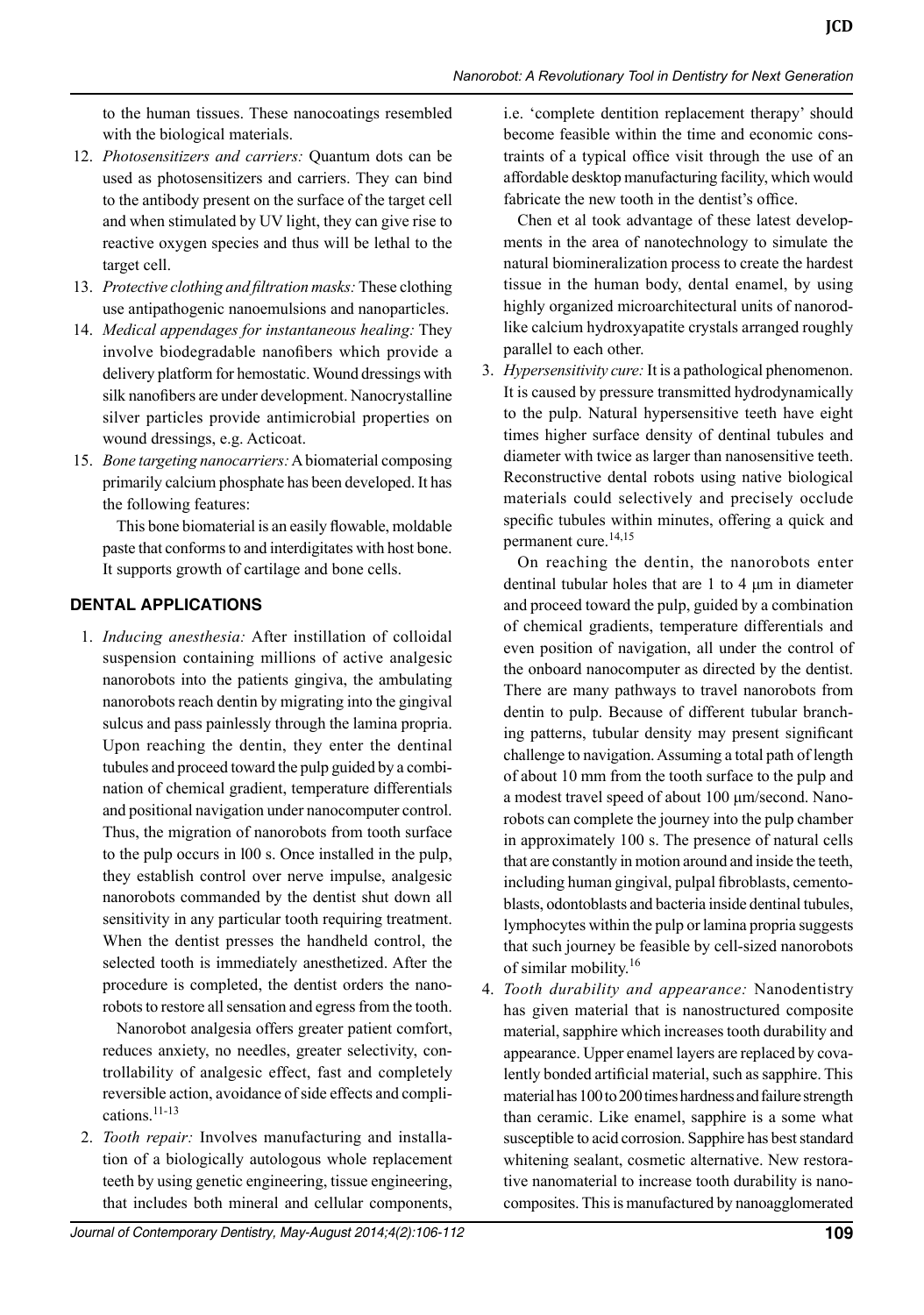to the human tissues. These nanocoatings resembled with the biological materials.

12. *Photosensitizers and carriers:* Quantum dots can be used as photosensitizers and carriers. They can bind to the antibody present on the surface of the target cell and when stimulated by UV light, they can give rise to reactive oxygen species and thus will be lethal to the target cell.
13. *Protective clothing and filtration masks:* These clothing use antipathogenic nanoemulsions and nanoparticles.
14. *Medical appendages for instantaneous healing:* They involve biodegradable nanofibers which provide a delivery platform for hemostatic. Wound dressings with silk nanofibers are under development. Nanocrystalline silver particles provide antimicrobial properties on wound dressings, e.g. Acticoat.
15. *Bone targeting nanocarriers:* A biomaterial composing primarily calcium phosphate has been developed. It has the following features:

    This bone biomaterial is an easily flowable, moldable paste that conforms to and interdigitates with host bone. It supports growth of cartilage and bone cells.

## DENTAL APPLICATIONS

1. *Inducing anesthesia:* After instillation of colloidal suspension containing millions of active analgesic nanorobots into the patients gingiva, the ambulating nanorobots reach dentin by migrating into the gingival sulcus and pass painlessly through the lamina propria. Upon reaching the dentin, they enter the dentinal tubules and proceed toward the pulp guided by a combination of chemical gradient, temperature differentials and positional navigation under nanocomputer control. Thus, the migration of nanorobots from tooth surface to the pulp occurs in l00 s. Once installed in the pulp, they establish control over nerve impulse, analgesic nanorobots commanded by the dentist shut down all sensitivity in any particular tooth requiring treatment. When the dentist presses the handheld control, the selected tooth is immediately anesthetized. After the procedure is completed, the dentist orders the nanorobots to restore all sensation and egress from the tooth.

    Nanorobot analgesia offers greater patient comfort, reduces anxiety, no needles, greater selectivity, controllability of analgesic effect, fast and completely reversible action, avoidance of side effects and complications.[11-13]

2. *Tooth repair:* Involves manufacturing and installation of a biologically autologous whole replacement teeth by using genetic engineering, tissue engineering, that includes both mineral and cellular components, i.e. 'complete dentition replacement therapy' should become feasible within the time and economic constraints of a typical office visit through the use of an affordable desktop manufacturing facility, which would fabricate the new tooth in the dentist's office.

    Chen et al took advantage of these latest developments in the area of nanotechnology to simulate the natural biomineralization process to create the hardest tissue in the human body, dental enamel, by using highly organized microarchitectural units of nanorod-like calcium hydroxyapatite crystals arranged roughly parallel to each other.

3. *Hypersensitivity cure:* It is a pathological phenomenon. It is caused by pressure transmitted hydrodynamically to the pulp. Natural hypersensitive teeth have eight times higher surface density of dentinal tubules and diameter with twice as larger than nanosensitive teeth. Reconstructive dental robots using native biological materials could selectively and precisely occlude specific tubules within minutes, offering a quick and permanent cure.[14,15]

    On reaching the dentin, the nanorobots enter dentinal tubular holes that are 1 to 4 μm in diameter and proceed toward the pulp, guided by a combination of chemical gradients, temperature differentials and even position of navigation, all under the control of the onboard nanocomputer as directed by the dentist. There are many pathways to travel nanorobots from dentin to pulp. Because of different tubular branching patterns, tubular density may present significant challenge to navigation. Assuming a total path of length of about 10 mm from the tooth surface to the pulp and a modest travel speed of about 100 μm/second. Nanorobots can complete the journey into the pulp chamber in approximately 100 s. The presence of natural cells that are constantly in motion around and inside the teeth, including human gingival, pulpal fibroblasts, cementoblasts, odontoblasts and bacteria inside dentinal tubules, lymphocytes within the pulp or lamina propria suggests that such journey be feasible by cell-sized nanorobots of similar mobility.[16]

4. *Tooth durability and appearance:* Nanodentistry has given material that is nanostructured composite material, sapphire which increases tooth durability and appearance. Upper enamel layers are replaced by covalently bonded artificial material, such as sapphire. This material has 100 to 200 times hardness and failure strength than ceramic. Like enamel, sapphire is a some what susceptible to acid corrosion. Sapphire has best standard whitening sealant, cosmetic alternative. New restorative nanomaterial to increase tooth durability is nanocomposites. This is manufactured by nanoagglomerated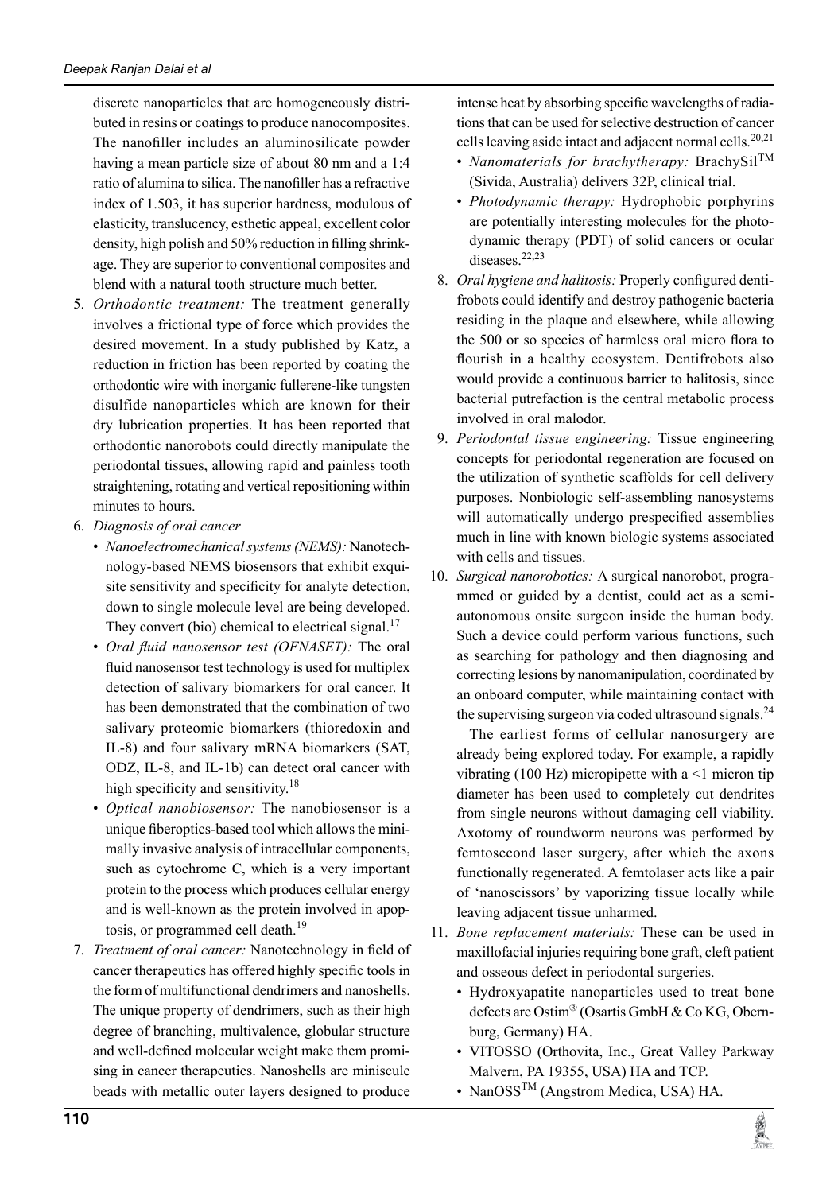discrete nanoparticles that are homogeneously distributed in resins or coatings to produce nanocomposites. The nanofiller includes an aluminosilicate powder having a mean particle size of about 80 nm and a 1:4 ratio of alumina to silica. The nanofiller has a refractive index of 1.503, it has superior hardness, modulous of elasticity, translucency, esthetic appeal, excellent color density, high polish and 50% reduction in filling shrinkage. They are superior to conventional composites and blend with a natural tooth structure much better.

5. *Orthodontic treatment:* The treatment generally involves a frictional type of force which provides the desired movement. In a study published by Katz, a reduction in friction has been reported by coating the orthodontic wire with inorganic fullerene-like tungsten disulfide nanoparticles which are known for their dry lubrication properties. It has been reported that orthodontic nanorobots could directly manipulate the periodontal tissues, allowing rapid and painless tooth straightening, rotating and vertical repositioning within minutes to hours.
6. *Diagnosis of oral cancer*
   - *Nanoelectromechanical systems (NEMS):* Nanotechnology-based NEMS biosensors that exhibit exquisite sensitivity and specificity for analyte detection, down to single molecule level are being developed. They convert (bio) chemical to electrical signal.[17]
   - *Oral fluid nanosensor test (OFNASET):* The oral fluid nanosensor test technology is used for multiplex detection of salivary biomarkers for oral cancer. It has been demonstrated that the combination of two salivary proteomic biomarkers (thioredoxin and IL-8) and four salivary mRNA biomarkers (SAT, ODZ, IL-8, and IL-1b) can detect oral cancer with high specificity and sensitivity.[18]
   - *Optical nanobiosensor:* The nanobiosensor is a unique fiberoptics-based tool which allows the minimally invasive analysis of intracellular components, such as cytochrome C, which is a very important protein to the process which produces cellular energy and is well-known as the protein involved in apoptosis, or programmed cell death.[19]
7. *Treatment of oral cancer:* Nanotechnology in field of cancer therapeutics has offered highly specific tools in the form of multifunctional dendrimers and nanoshells. The unique property of dendrimers, such as their high degree of branching, multivalence, globular structure and well-defined molecular weight make them promising in cancer therapeutics. Nanoshells are miniscule beads with metallic outer layers designed to produce intense heat by absorbing specific wavelengths of radiations that can be used for selective destruction of cancer cells leaving aside intact and adjacent normal cells.[20,21]
   - *Nanomaterials for brachytherapy:* BrachySil™ (Sivida, Australia) delivers 32P, clinical trial.
   - *Photodynamic therapy:* Hydrophobic porphyrins are potentially interesting molecules for the photodynamic therapy (PDT) of solid cancers or ocular diseases.[22,23]
8. *Oral hygiene and halitosis:* Properly configured dentifrobots could identify and destroy pathogenic bacteria residing in the plaque and elsewhere, while allowing the 500 or so species of harmless oral micro flora to flourish in a healthy ecosystem. Dentifrobots also would provide a continuous barrier to halitosis, since bacterial putrefaction is the central metabolic process involved in oral malodor.
9. *Periodontal tissue engineering:* Tissue engineering concepts for periodontal regeneration are focused on the utilization of synthetic scaffolds for cell delivery purposes. Nonbiologic self-assembling nanosystems will automatically undergo prespecified assemblies much in line with known biologic systems associated with cells and tissues.
10. *Surgical nanorobotics:* A surgical nanorobot, programmed or guided by a dentist, could act as a semi-autonomous onsite surgeon inside the human body. Such a device could perform various functions, such as searching for pathology and then diagnosing and correcting lesions by nanomanipulation, coordinated by an onboard computer, while maintaining contact with the supervising surgeon via coded ultrasound signals.[24]

    The earliest forms of cellular nanosurgery are already being explored today. For example, a rapidly vibrating (100 Hz) micropipette with a <1 micron tip diameter has been used to completely cut dendrites from single neurons without damaging cell viability. Axotomy of roundworm neurons was performed by femtosecond laser surgery, after which the axons functionally regenerated. A femtolaser acts like a pair of 'nanoscissors' by vaporizing tissue locally while leaving adjacent tissue unharmed.
11. *Bone replacement materials:* These can be used in maxillofacial injuries requiring bone graft, cleft patient and osseous defect in periodontal surgeries.
    - Hydroxyapatite nanoparticles used to treat bone defects are Ostim® (Osartis GmbH & Co KG, Obernburg, Germany) HA.
    - VITOSSO (Orthovita, Inc., Great Valley Parkway Malvern, PA 19355, USA) HA and TCP.
    - NanOSS™ (Angstrom Medica, USA) HA.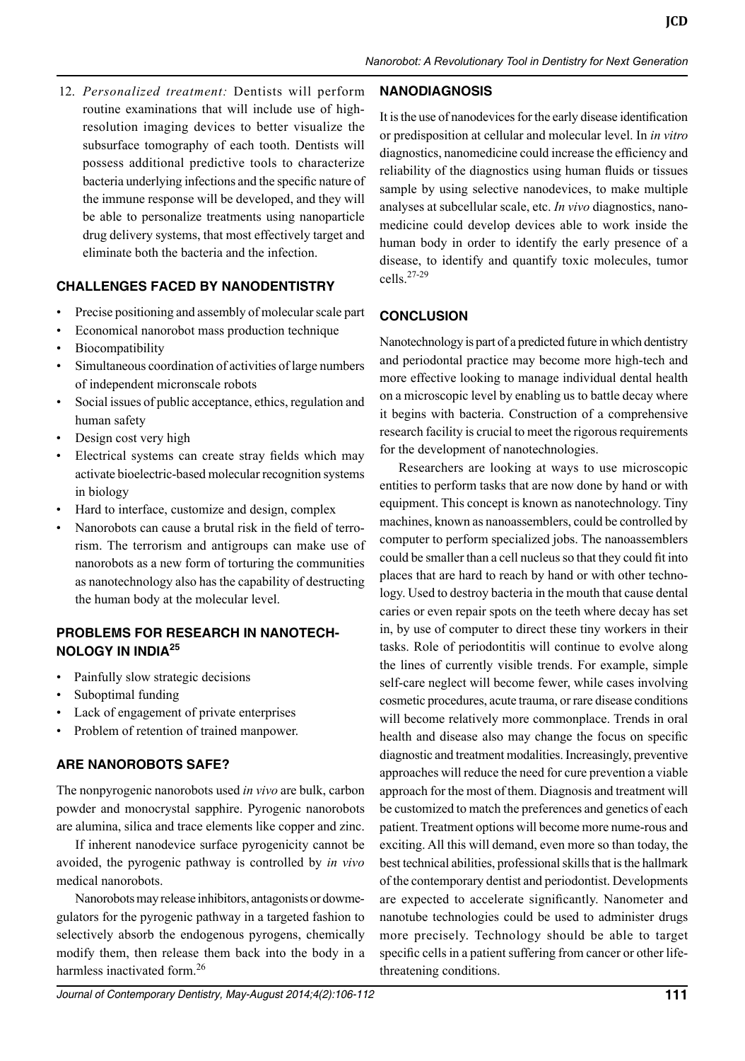12. *Personalized treatment:* Dentists will perform routine examinations that will include use of high-resolution imaging devices to better visualize the subsurface tomography of each tooth. Dentists will possess additional predictive tools to characterize bacteria underlying infections and the specific nature of the immune response will be developed, and they will be able to personalize treatments using nanoparticle drug delivery systems, that most effectively target and eliminate both the bacteria and the infection.

## CHALLENGES FACED BY NANODENTISTRY

- Precise positioning and assembly of molecular scale part
- Economical nanorobot mass production technique
- Biocompatibility
- Simultaneous coordination of activities of large numbers of independent micronscale robots
- Social issues of public acceptance, ethics, regulation and human safety
- Design cost very high
- Electrical systems can create stray fields which may activate bioelectric-based molecular recognition systems in biology
- Hard to interface, customize and design, complex
- Nanorobots can cause a brutal risk in the field of terrorism. The terrorism and antigroups can make use of nanorobots as a new form of torturing the communities as nanotechnology also has the capability of destructing the human body at the molecular level.

## PROBLEMS FOR RESEARCH IN NANOTECHNOLOGY IN INDIA[25]

- Painfully slow strategic decisions
- Suboptimal funding
- Lack of engagement of private enterprises
- Problem of retention of trained manpower.

## ARE NANOROBOTS SAFE?

The nonpyrogenic nanorobots used *in vivo* are bulk, carbon powder and monocrystal sapphire. Pyrogenic nanorobots are alumina, silica and trace elements like copper and zinc.

If inherent nanodevice surface pyrogenicity cannot be avoided, the pyrogenic pathway is controlled by *in vivo* medical nanorobots.

Nanorobots may release inhibitors, antagonists or dowmegulators for the pyrogenic pathway in a targeted fashion to selectively absorb the endogenous pyrogens, chemically modify them, then release them back into the body in a harmless inactivated form.[26]

## NANODIAGNOSIS

It is the use of nanodevices for the early disease identification or predisposition at cellular and molecular level. In *in vitro* diagnostics, nanomedicine could increase the efficiency and reliability of the diagnostics using human fluids or tissues sample by using selective nanodevices, to make multiple analyses at subcellular scale, etc. *In vivo* diagnostics, nanomedicine could develop devices able to work inside the human body in order to identify the early presence of a disease, to identify and quantify toxic molecules, tumor cells.[27-29]

## CONCLUSION

Nanotechnology is part of a predicted future in which dentistry and periodontal practice may become more high-tech and more effective looking to manage individual dental health on a microscopic level by enabling us to battle decay where it begins with bacteria. Construction of a comprehensive research facility is crucial to meet the rigorous requirements for the development of nanotechnologies.

Researchers are looking at ways to use microscopic entities to perform tasks that are now done by hand or with equipment. This concept is known as nanotechnology. Tiny machines, known as nanoassemblers, could be controlled by computer to perform specialized jobs. The nanoassemblers could be smaller than a cell nucleus so that they could fit into places that are hard to reach by hand or with other technology. Used to destroy bacteria in the mouth that cause dental caries or even repair spots on the teeth where decay has set in, by use of computer to direct these tiny workers in their tasks. Role of periodontitis will continue to evolve along the lines of currently visible trends. For example, simple self-care neglect will become fewer, while cases involving cosmetic procedures, acute trauma, or rare disease conditions will become relatively more commonplace. Trends in oral health and disease also may change the focus on specific diagnostic and treatment modalities. Increasingly, preventive approaches will reduce the need for cure prevention a viable approach for the most of them. Diagnosis and treatment will be customized to match the preferences and genetics of each patient. Treatment options will become more nume-rous and exciting. All this will demand, even more so than today, the best technical abilities, professional skills that is the hallmark of the contemporary dentist and periodontist. Developments are expected to accelerate significantly. Nanometer and nanotube technologies could be used to administer drugs more precisely. Technology should be able to target specific cells in a patient suffering from cancer or other life-threatening conditions.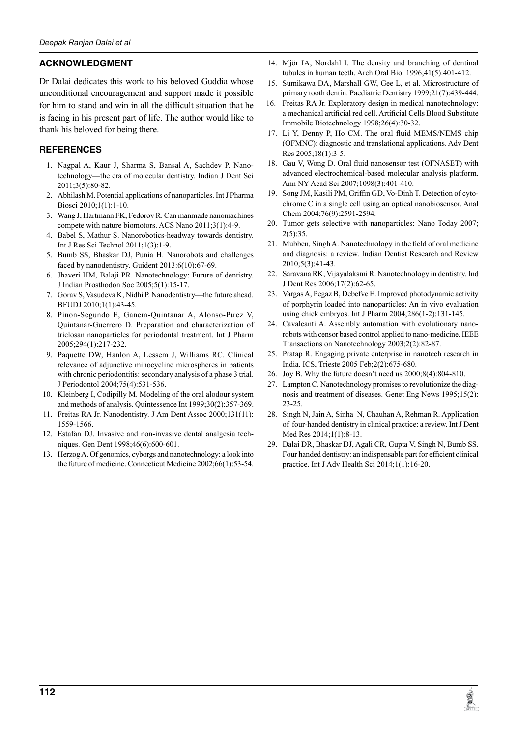## ACKNOWLEDGMENT

Dr Dalai dedicates this work to his beloved Guddia whose unconditional encouragement and support made it possible for him to stand and win in all the difficult situation that he is facing in his present part of life. The author would like to thank his beloved for being there.

## REFERENCES

1. Nagpal A, Kaur J, Sharma S, Bansal A, Sachdev P. Nanotechnology—the era of molecular dentistry. Indian J Dent Sci 2011;3(5):80-82.
2. Abhilash M. Potential applications of nanoparticles. Int J Pharma Biosci 2010;1(1):1-10.
3. Wang J, Hartmann FK, Fedorov R. Can manmade nanomachines compete with nature biomotors. ACS Nano 2011;3(1):4-9.
4. Babel S, Mathur S. Nanorobotics-headway towards dentistry. Int J Res Sci Technol 2011;1(3):1-9.
5. Bumb SS, Bhaskar DJ, Punia H. Nanorobots and challenges faced by nanodentistry. Guident 2013:6(10):67-69.
6. Jhaveri HM, Balaji PR. Nanotechnology: Furure of dentistry. J Indian Prosthodon Soc 2005;5(1):15-17.
7. Gorav S, Vasudeva K, Nidhi P. Nanodentistry—the future ahead. BFUDJ 2010;1(1):43-45.
8. Pinon-Segundo E, Ganem-Quintanar A, Alonso-Pırez V, Quintanar-Guerrero D. Preparation and characterization of triclosan nanoparticles for periodontal treatment. Int J Pharm 2005;294(1):217-232.
9. Paquette DW, Hanlon A, Lessem J, Williams RC. Clinical relevance of adjunctive minocycline microspheres in patients with chronic periodontitis: secondary analysis of a phase 3 trial. J Periodontol 2004;75(4):531-536.
10. Kleinberg I, Codipilly M. Modeling of the oral alodour system and methods of analysis. Quintessence Int 1999;30(2):357-369.
11. Freitas RA Jr. Nanodentistry. J Am Dent Assoc 2000;131(11): 1559-1566.
12. Estafan DJ. Invasive and non-invasive dental analgesia techniques. Gen Dent 1998;46(6):600-601.
13. Herzog A. Of genomics, cyborgs and nanotechnology: a look into the future of medicine. Connecticut Medicine 2002;66(1):53-54.
14. Mjör IA, Nordahl I. The density and branching of dentinal tubules in human teeth. Arch Oral Biol 1996;41(5):401-412.
15. Sumikawa DA, Marshall GW, Gee L, et al. Microstructure of primary tooth dentin. Paediatric Dentistry 1999;21(7):439-444.
16. Freitas RA Jr. Exploratory design in medical nanotechnology: a mechanical artificial red cell. Artificial Cells Blood Substitute Immobile Biotechnology 1998;26(4):30-32.
17. Li Y, Denny P, Ho CM. The oral fluid MEMS/NEMS chip (OFMNC): diagnostic and translational applications. Adv Dent Res 2005;18(1):3-5.
18. Gau V, Wong D. Oral fluid nanosensor test (OFNASET) with advanced electrochemical-based molecular analysis platform. Ann NY Acad Sci 2007;1098(3):401-410.
19. Song JM, Kasili PM, Griffin GD, Vo-Dinh T. Detection of cytochrome C in a single cell using an optical nanobiosensor. Anal Chem 2004;76(9):2591-2594.
20. Tumor gets selective with nanoparticles: Nano Today 2007; 2(5):35.
21. Mubben, Singh A. Nanotechnology in the field of oral medicine and diagnosis: a review. Indian Dentist Research and Review 2010;5(3):41-43.
22. Saravana RK, Vijayalaksmi R. Nanotechnology in dentistry. Ind J Dent Res 2006;17(2):62-65.
23. Vargas A, Pegaz B, Debefve E. Improved photodynamic activity of porphyrin loaded into nanoparticles: An in vivo evaluation using chick embryos. Int J Pharm 2004;286(1-2):131-145.
24. Cavalcanti A. Assembly automation with evolutionary nanorobots with censor based control applied to nano-medicine. IEEE Transactions on Nanotechnology 2003;2(2):82-87.
25. Pratap R. Engaging private enterprise in nanotech research in India. ICS, Trieste 2005 Feb;2(2):675-680.
26. Joy B. Why the future doesn't need us 2000;8(4):804-810.
27. Lampton C. Nanotechnology promises to revolutionize the diagnosis and treatment of diseases. Genet Eng News 1995;15(2): 23-25.
28. Singh N, Jain A, Sinha N, Chauhan A, Rehman R. Application of four-handed dentistry in clinical practice: a review. Int J Dent Med Res 2014;1(1):8-13.
29. Dalai DR, Bhaskar DJ, Agali CR, Gupta V, Singh N, Bumb SS. Four handed dentistry: an indispensable part for efficient clinical practice. Int J Adv Health Sci 2014;1(1):16-20.